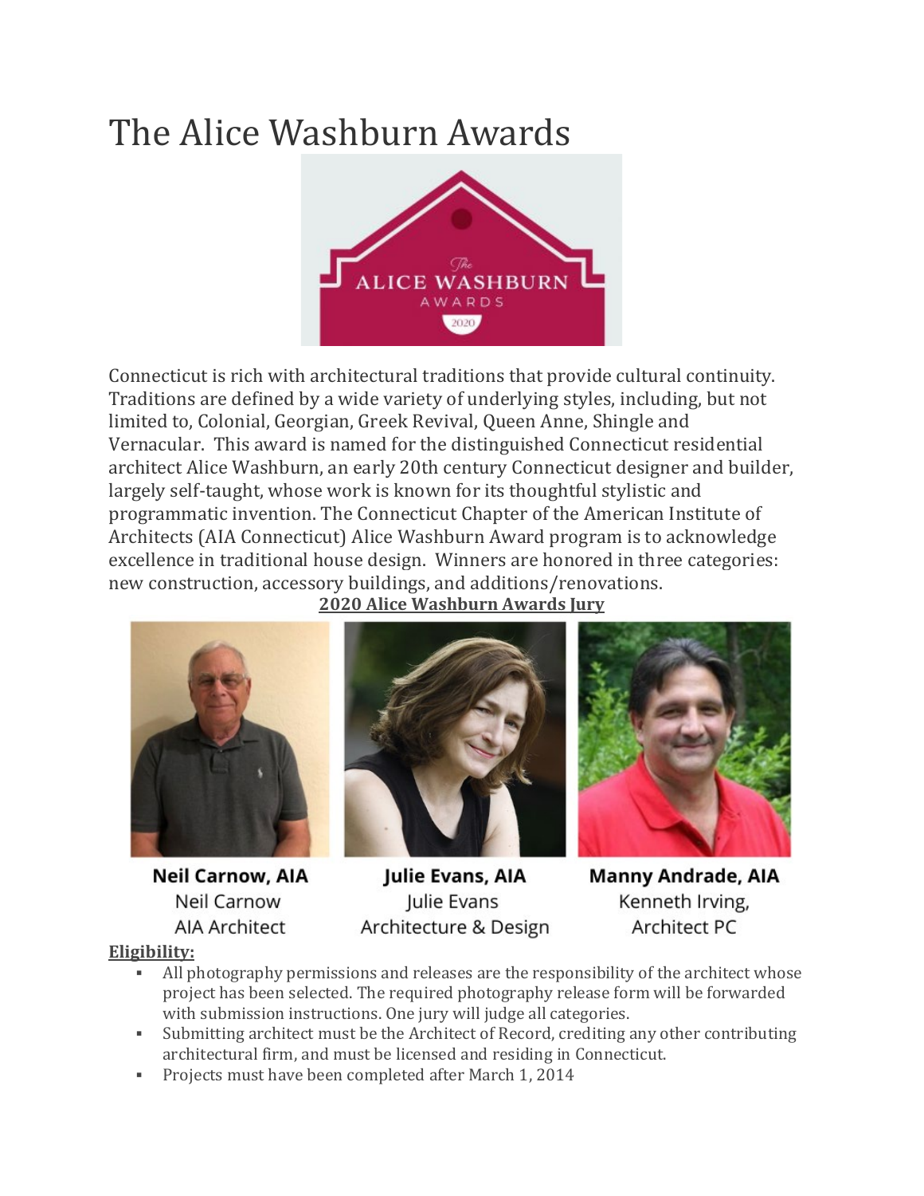# The Alice Washburn Awards

Connecticut is rich with architectural traditions that provide cultural continuity. Traditions are defined by a wide variety of underlying styles, including, but not limited to, Colonial, Georgian, Greek Revival, Queen Anne, Shingle and Vernacular. This award is named for the distinguished Connecticut residential architect Alice Washburn, an early 20th century Connecticut designer and builder, largely self-taught, whose work is known for its thoughtful stylistic and programmatic invention. The Connecticut Chapter of the American Institute of Architects (AIA Connecticut) Alice Washburn Award program is to acknowledge excellence in traditional house design. Winners are honored in three categories: new construction, accessory buildings, and additions/renovations.

**2020 Alice Washburn Awards Jury**

**Neil Carnow, AIA**
Neil Carnow
AIA Architect

**Julie Evans, AIA**
Julie Evans
Architecture & Design

**Manny Andrade, AIA**
Kenneth Irving,
Architect PC

**Eligibility:**

- All photography permissions and releases are the responsibility of the architect whose project has been selected. The required photography release form will be forwarded with submission instructions. One jury will judge all categories.
- Submitting architect must be the Architect of Record, crediting any other contributing architectural firm, and must be licensed and residing in Connecticut.
- Projects must have been completed after March 1, 2014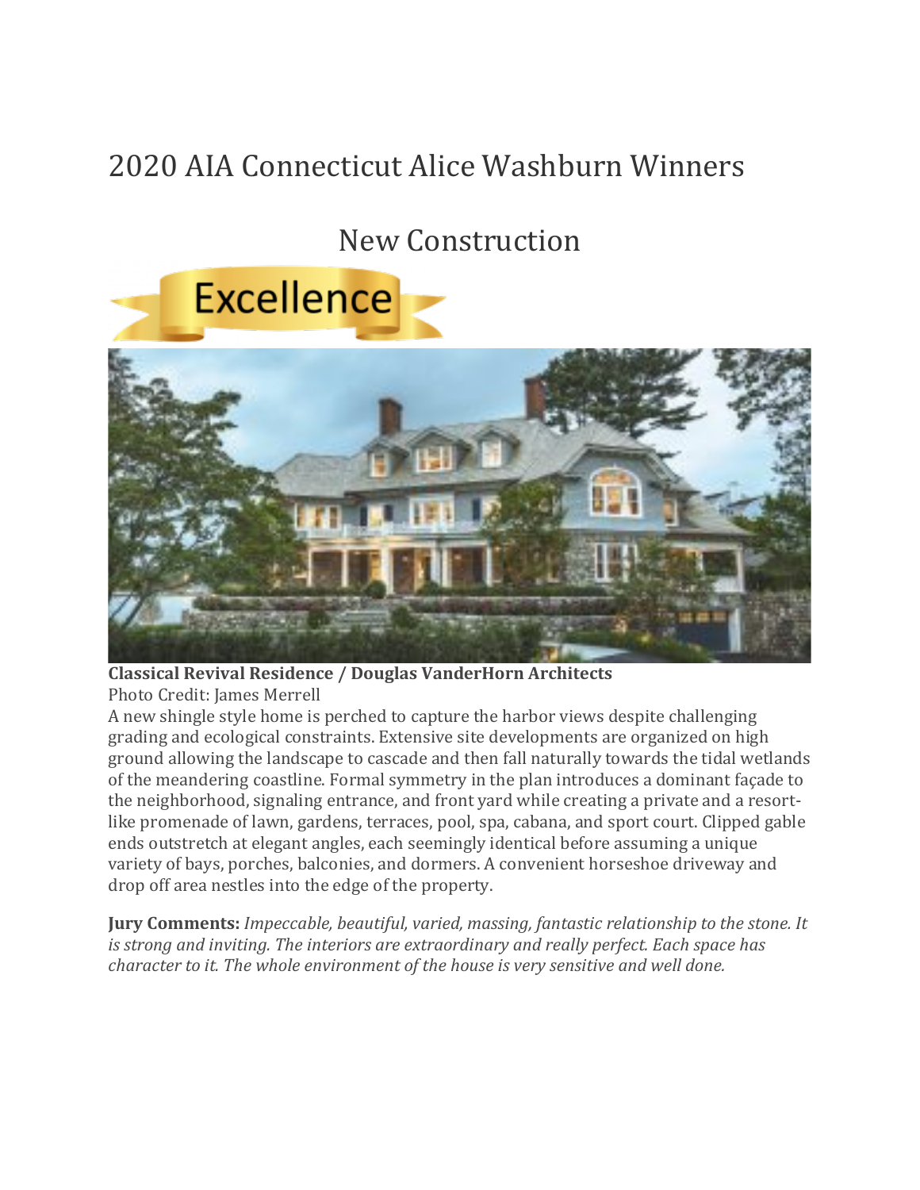# 2020 AIA Connecticut Alice Washburn Winners

## New Construction

Excellence

**Classical Revival Residence / Douglas VanderHorn Architects**
Photo Credit: James Merrell

A new shingle style home is perched to capture the harbor views despite challenging grading and ecological constraints. Extensive site developments are organized on high ground allowing the landscape to cascade and then fall naturally towards the tidal wetlands of the meandering coastline. Formal symmetry in the plan introduces a dominant façade to the neighborhood, signaling entrance, and front yard while creating a private and a resort-like promenade of lawn, gardens, terraces, pool, spa, cabana, and sport court. Clipped gable ends outstretch at elegant angles, each seemingly identical before assuming a unique variety of bays, porches, balconies, and dormers. A convenient horseshoe driveway and drop off area nestles into the edge of the property.

**Jury Comments:** *Impeccable, beautiful, varied, massing, fantastic relationship to the stone. It is strong and inviting. The interiors are extraordinary and really perfect. Each space has character to it. The whole environment of the house is very sensitive and well done.*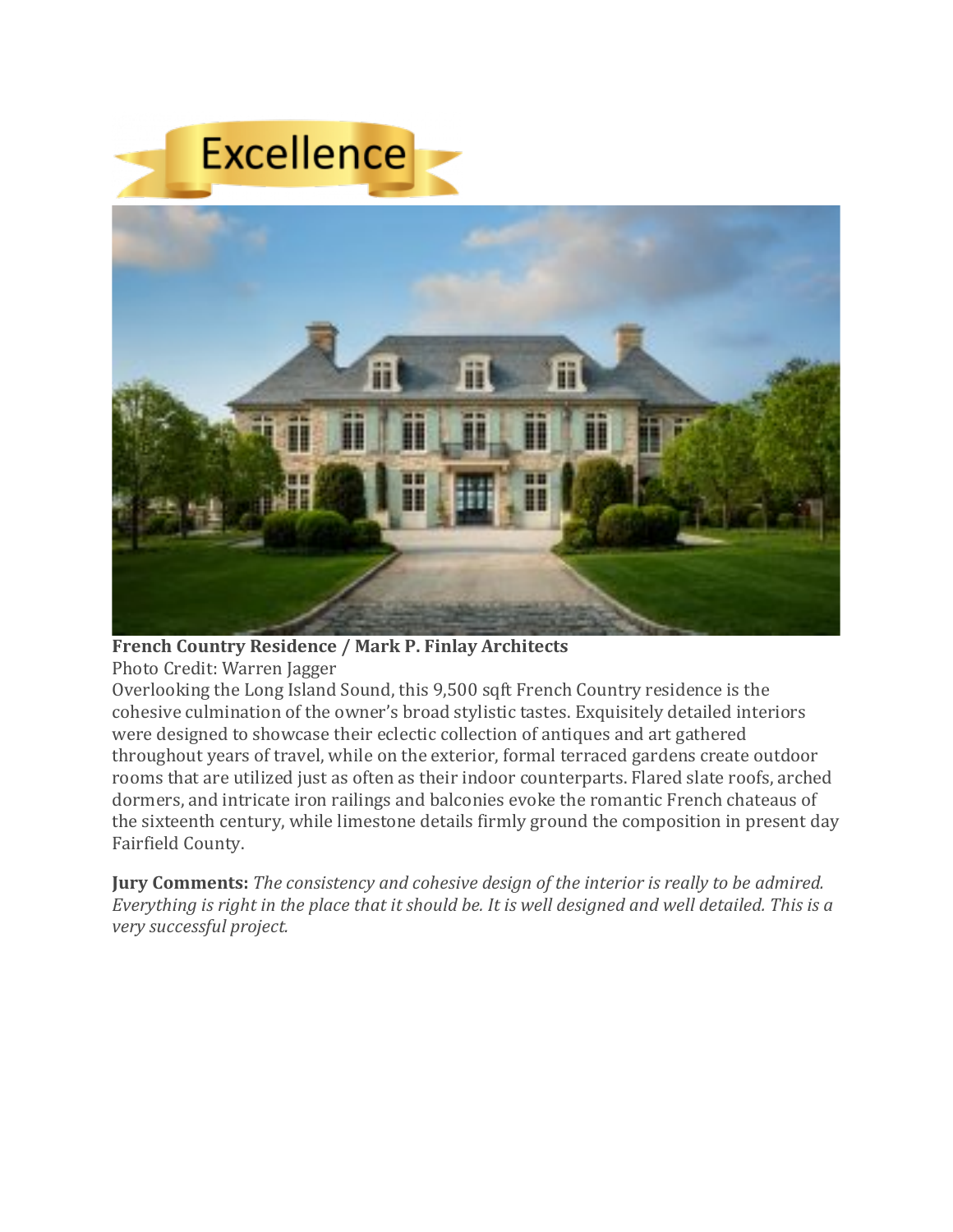Excellence

**French Country Residence / Mark P. Finlay Architects**
Photo Credit: Warren Jagger
Overlooking the Long Island Sound, this 9,500 sqft French Country residence is the cohesive culmination of the owner's broad stylistic tastes. Exquisitely detailed interiors were designed to showcase their eclectic collection of antiques and art gathered throughout years of travel, while on the exterior, formal terraced gardens create outdoor rooms that are utilized just as often as their indoor counterparts. Flared slate roofs, arched dormers, and intricate iron railings and balconies evoke the romantic French chateaus of the sixteenth century, while limestone details firmly ground the composition in present day Fairfield County.

**Jury Comments:** *The consistency and cohesive design of the interior is really to be admired. Everything is right in the place that it should be. It is well designed and well detailed. This is a very successful project.*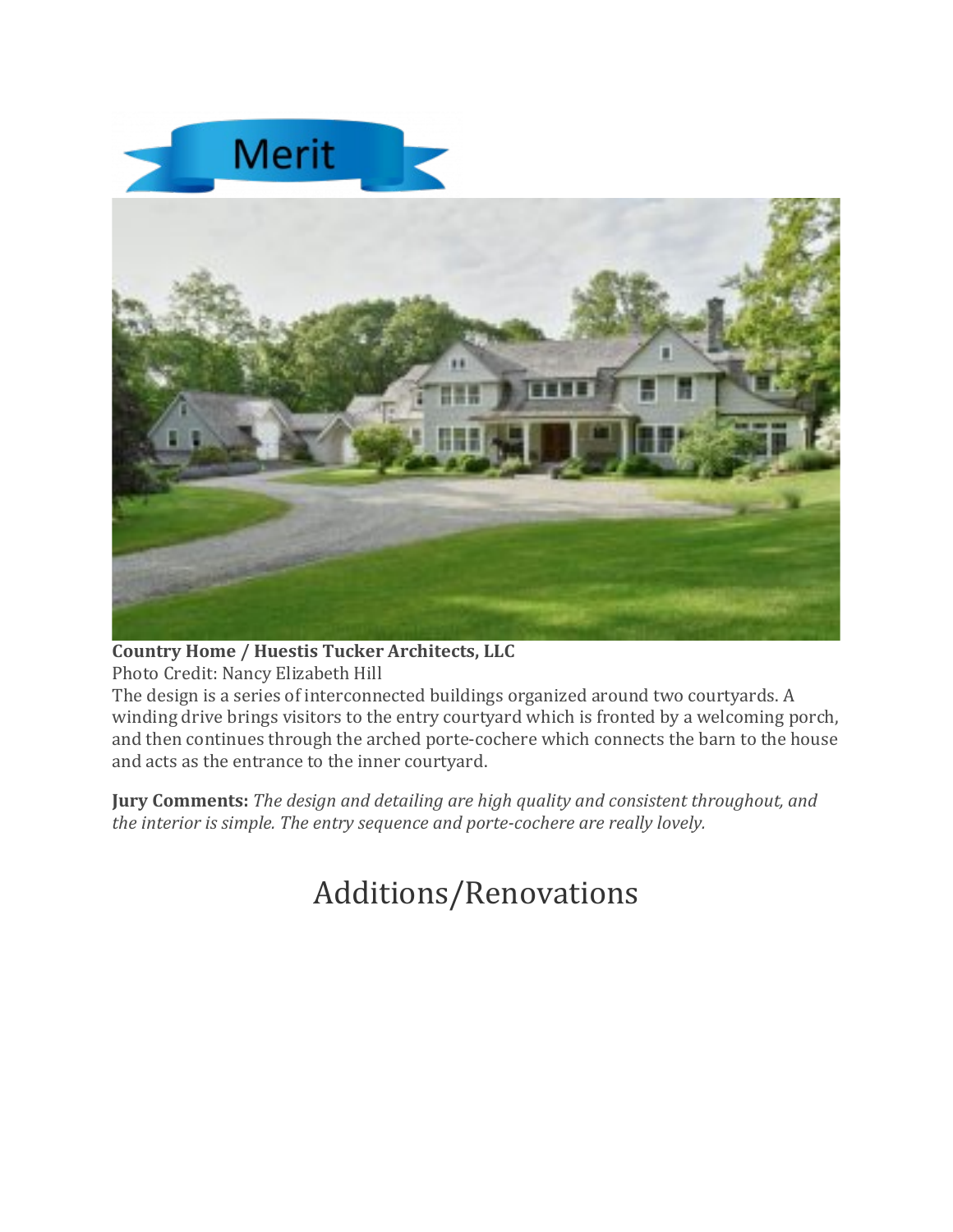Merit

**Country Home / Huestis Tucker Architects, LLC**
Photo Credit: Nancy Elizabeth Hill
The design is a series of interconnected buildings organized around two courtyards. A winding drive brings visitors to the entry courtyard which is fronted by a welcoming porch, and then continues through the arched porte-cochere which connects the barn to the house and acts as the entrance to the inner courtyard.

**Jury Comments:** *The design and detailing are high quality and consistent throughout, and the interior is simple. The entry sequence and porte-cochere are really lovely.*

# Additions/Renovations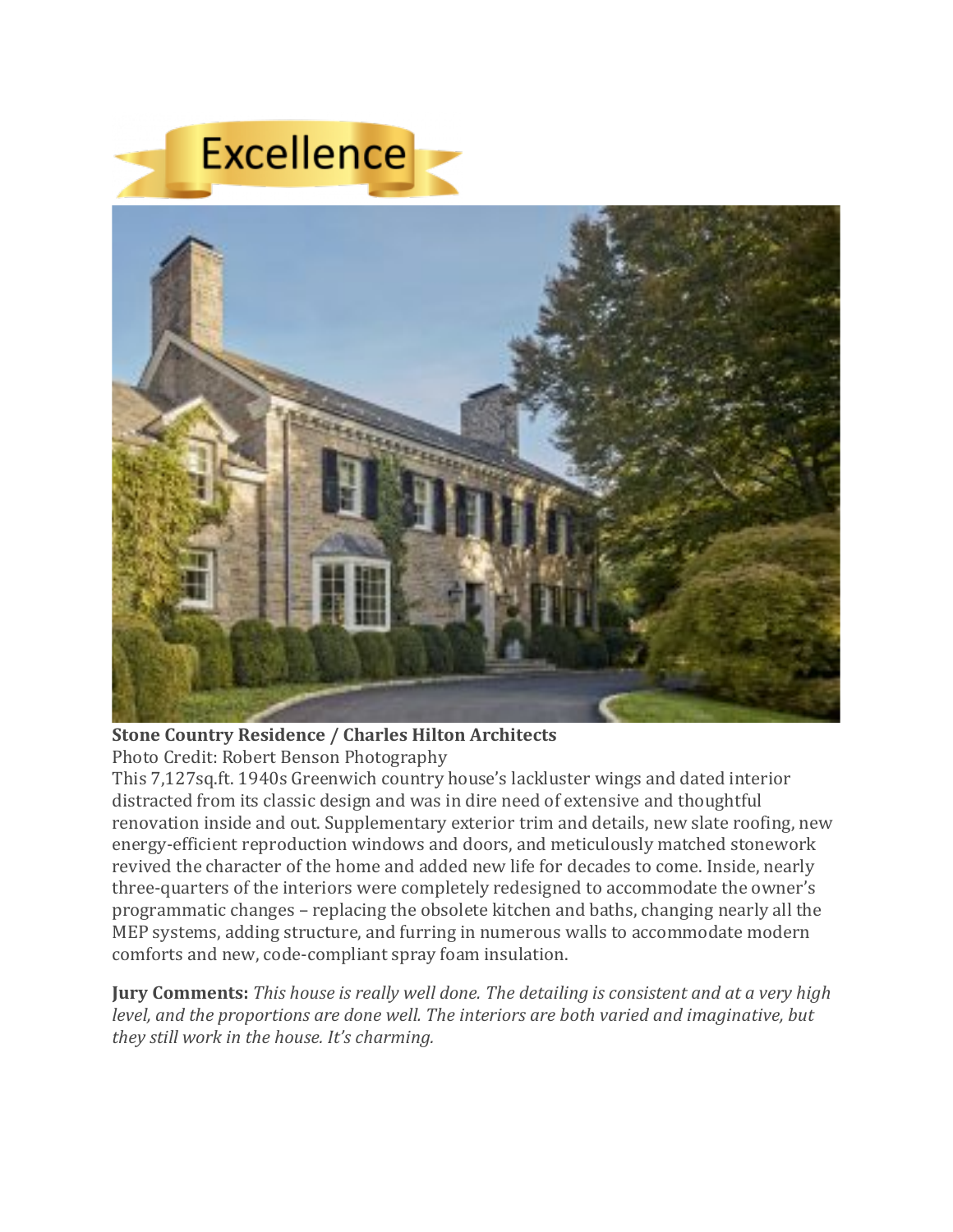Excellence

**Stone Country Residence / Charles Hilton Architects**

Photo Credit: Robert Benson Photography

This 7,127sq.ft. 1940s Greenwich country house's lackluster wings and dated interior distracted from its classic design and was in dire need of extensive and thoughtful renovation inside and out. Supplementary exterior trim and details, new slate roofing, new energy-efficient reproduction windows and doors, and meticulously matched stonework revived the character of the home and added new life for decades to come. Inside, nearly three-quarters of the interiors were completely redesigned to accommodate the owner's programmatic changes – replacing the obsolete kitchen and baths, changing nearly all the MEP systems, adding structure, and furring in numerous walls to accommodate modern comforts and new, code-compliant spray foam insulation.

**Jury Comments:** *This house is really well done. The detailing is consistent and at a very high level, and the proportions are done well. The interiors are both varied and imaginative, but they still work in the house. It's charming.*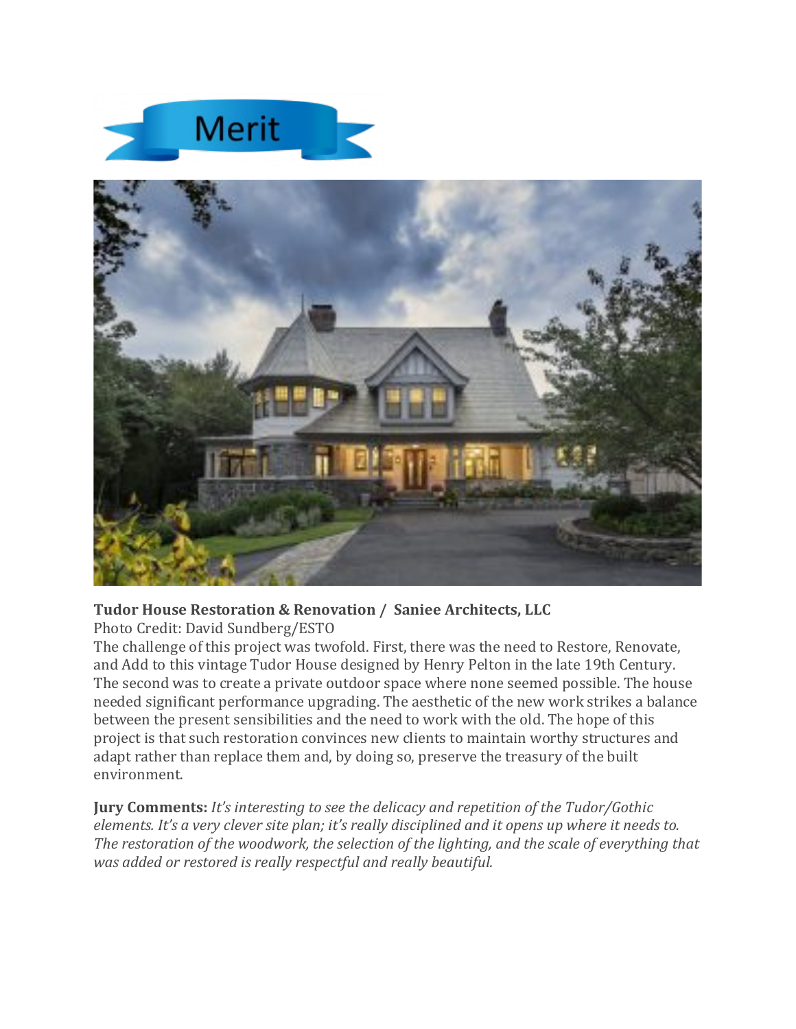Merit

**Tudor House Restoration & Renovation / Saniee Architects, LLC**

Photo Credit: David Sundberg/ESTO

The challenge of this project was twofold. First, there was the need to Restore, Renovate, and Add to this vintage Tudor House designed by Henry Pelton in the late 19th Century. The second was to create a private outdoor space where none seemed possible. The house needed significant performance upgrading. The aesthetic of the new work strikes a balance between the present sensibilities and the need to work with the old. The hope of this project is that such restoration convinces new clients to maintain worthy structures and adapt rather than replace them and, by doing so, preserve the treasury of the built environment.

**Jury Comments:** *It's interesting to see the delicacy and repetition of the Tudor/Gothic elements. It's a very clever site plan; it's really disciplined and it opens up where it needs to. The restoration of the woodwork, the selection of the lighting, and the scale of everything that was added or restored is really respectful and really beautiful.*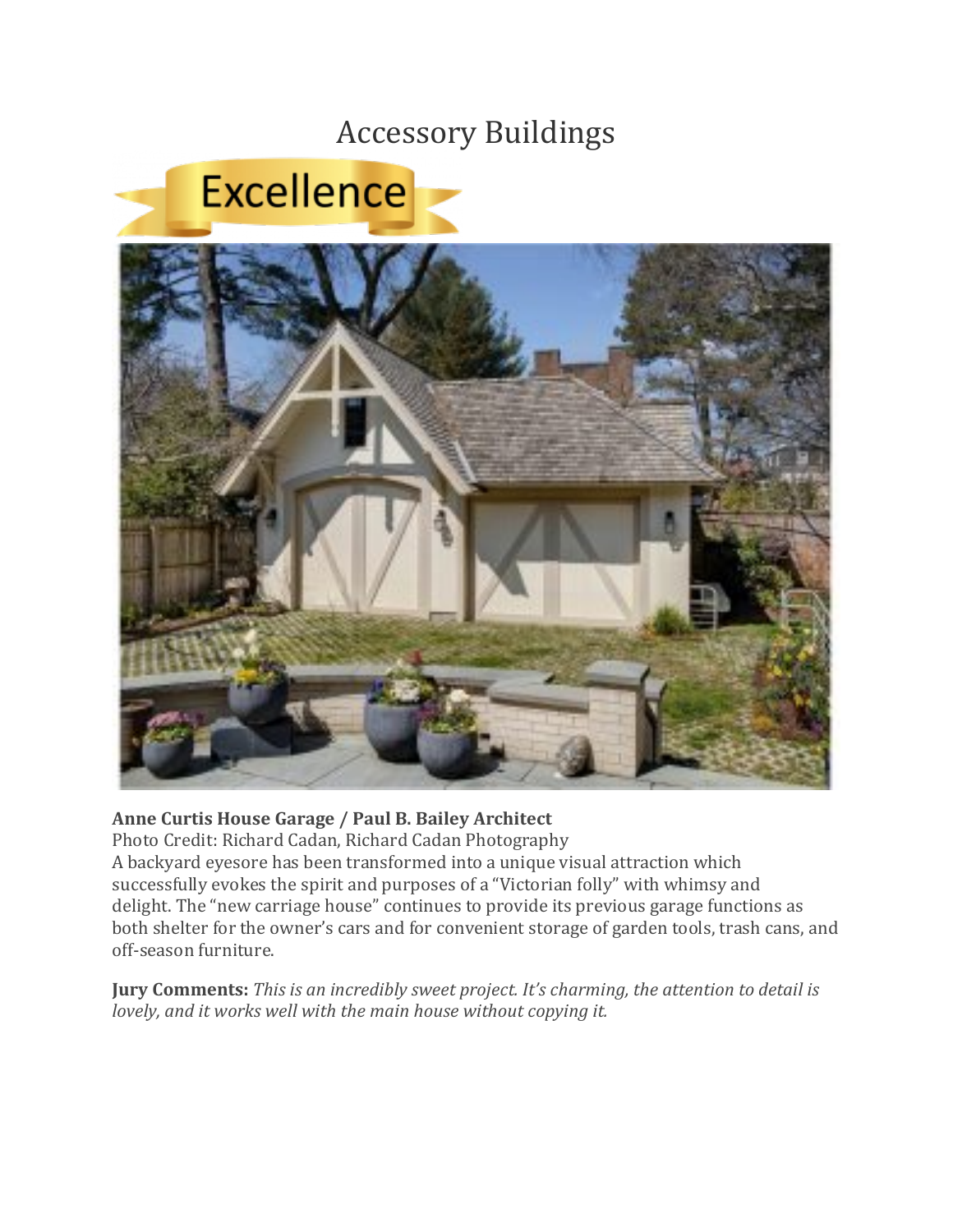# Accessory Buildings

Excellence

**Anne Curtis House Garage / Paul B. Bailey Architect**
Photo Credit: Richard Cadan, Richard Cadan Photography
A backyard eyesore has been transformed into a unique visual attraction which successfully evokes the spirit and purposes of a "Victorian folly" with whimsy and delight. The "new carriage house" continues to provide its previous garage functions as both shelter for the owner's cars and for convenient storage of garden tools, trash cans, and off-season furniture.

**Jury Comments:** *This is an incredibly sweet project. It's charming, the attention to detail is lovely, and it works well with the main house without copying it.*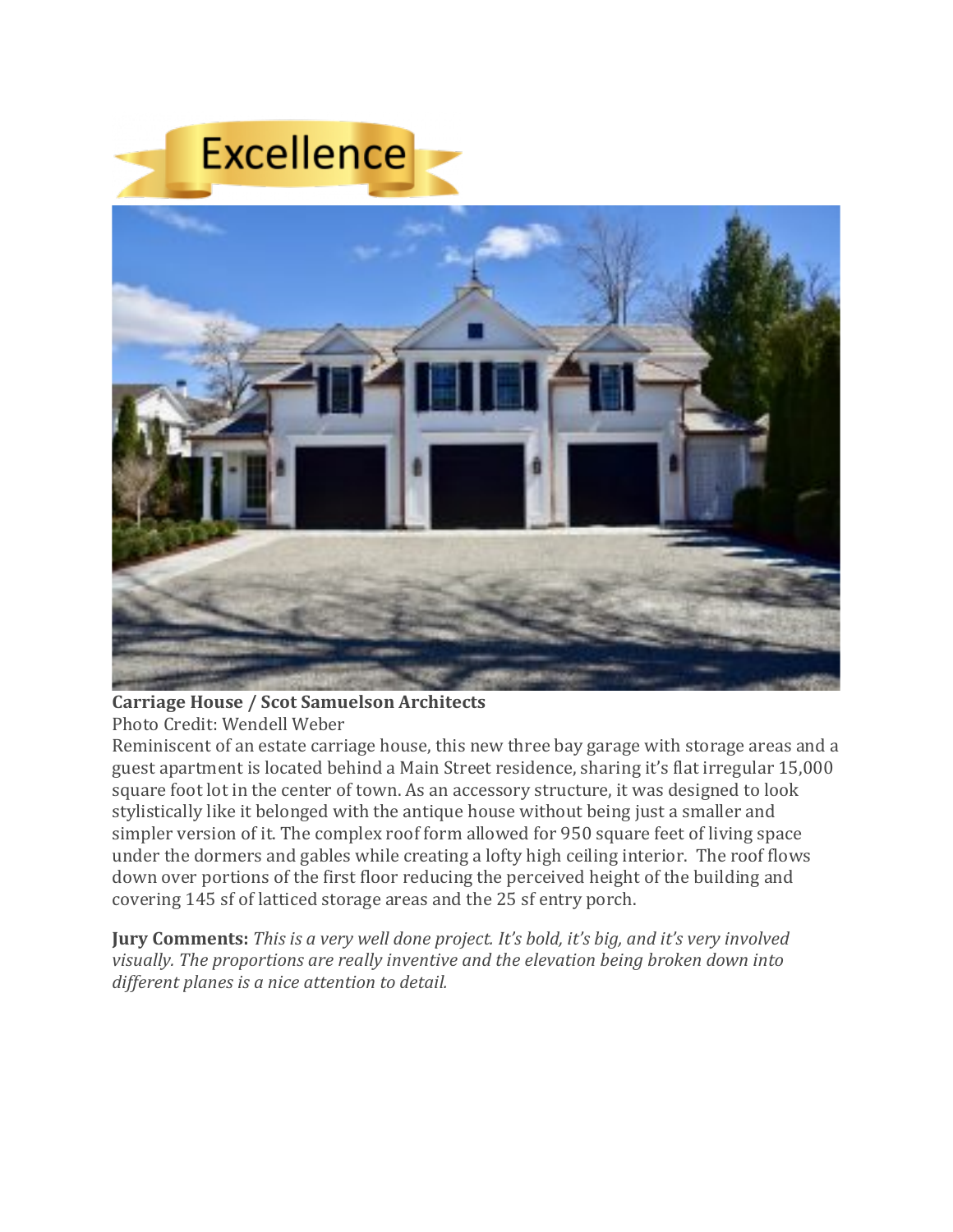Excellence

**Carriage House / Scot Samuelson Architects**
Photo Credit: Wendell Weber
Reminiscent of an estate carriage house, this new three bay garage with storage areas and a guest apartment is located behind a Main Street residence, sharing it's flat irregular 15,000 square foot lot in the center of town. As an accessory structure, it was designed to look stylistically like it belonged with the antique house without being just a smaller and simpler version of it. The complex roof form allowed for 950 square feet of living space under the dormers and gables while creating a lofty high ceiling interior. The roof flows down over portions of the first floor reducing the perceived height of the building and covering 145 sf of latticed storage areas and the 25 sf entry porch.

**Jury Comments:** *This is a very well done project. It's bold, it's big, and it's very involved visually. The proportions are really inventive and the elevation being broken down into different planes is a nice attention to detail.*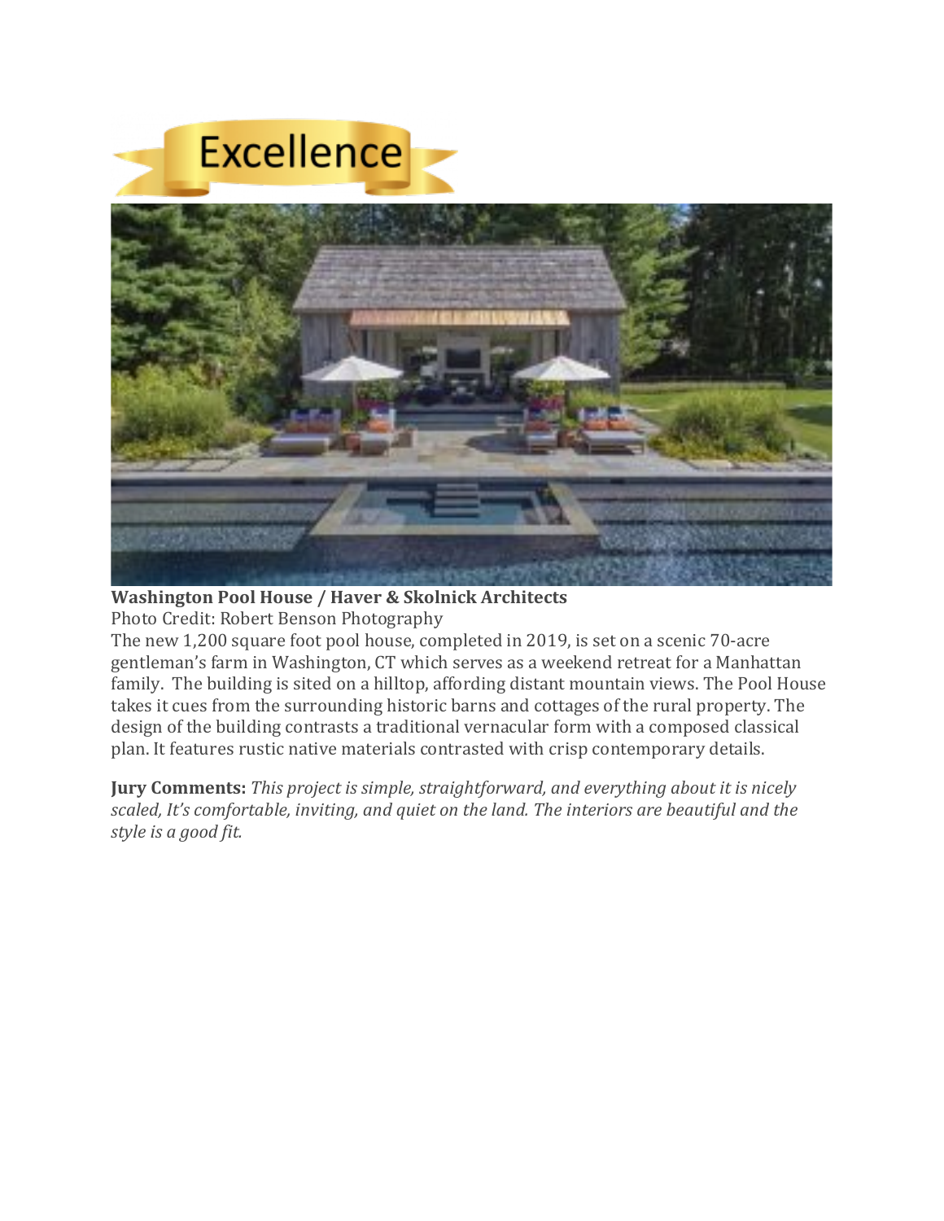Excellence

**Washington Pool House / Haver & Skolnick Architects**
Photo Credit: Robert Benson Photography
The new 1,200 square foot pool house, completed in 2019, is set on a scenic 70-acre gentleman's farm in Washington, CT which serves as a weekend retreat for a Manhattan family. The building is sited on a hilltop, affording distant mountain views. The Pool House takes it cues from the surrounding historic barns and cottages of the rural property. The design of the building contrasts a traditional vernacular form with a composed classical plan. It features rustic native materials contrasted with crisp contemporary details.

**Jury Comments:** *This project is simple, straightforward, and everything about it is nicely scaled, It's comfortable, inviting, and quiet on the land. The interiors are beautiful and the style is a good fit.*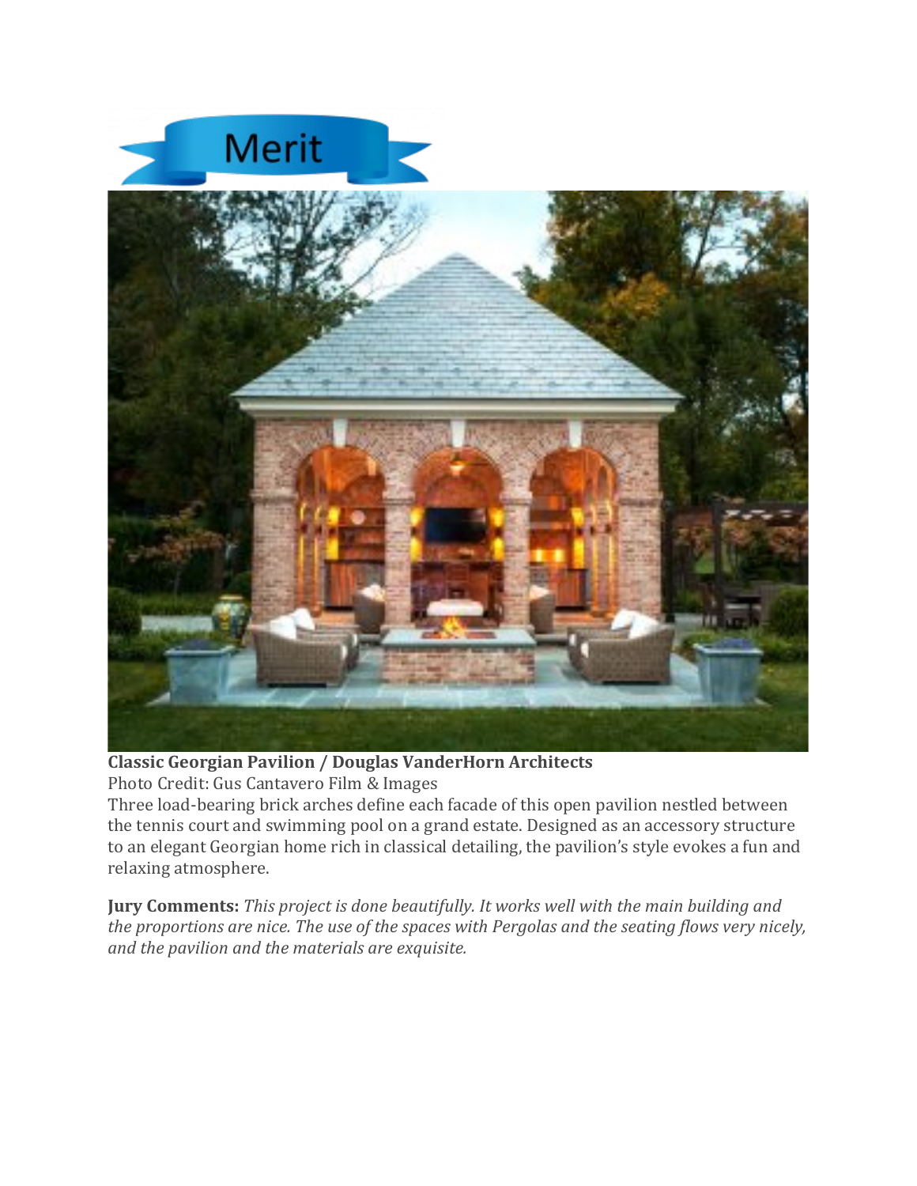Merit

**Classic Georgian Pavilion / Douglas VanderHorn Architects**
Photo Credit: Gus Cantavero Film & Images
Three load-bearing brick arches define each facade of this open pavilion nestled between the tennis court and swimming pool on a grand estate. Designed as an accessory structure to an elegant Georgian home rich in classical detailing, the pavilion's style evokes a fun and relaxing atmosphere.

**Jury Comments:** *This project is done beautifully. It works well with the main building and the proportions are nice. The use of the spaces with Pergolas and the seating flows very nicely, and the pavilion and the materials are exquisite.*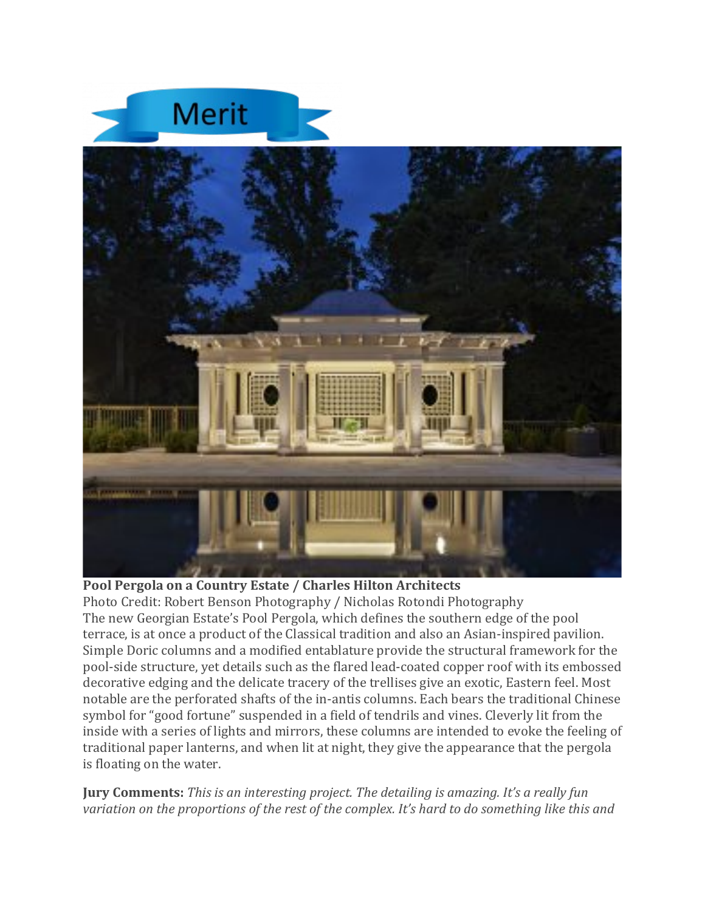Merit

**Pool Pergola on a Country Estate / Charles Hilton Architects**
Photo Credit: Robert Benson Photography / Nicholas Rotondi Photography
The new Georgian Estate's Pool Pergola, which defines the southern edge of the pool terrace, is at once a product of the Classical tradition and also an Asian-inspired pavilion. Simple Doric columns and a modified entablature provide the structural framework for the pool-side structure, yet details such as the flared lead-coated copper roof with its embossed decorative edging and the delicate tracery of the trellises give an exotic, Eastern feel. Most notable are the perforated shafts of the in-antis columns. Each bears the traditional Chinese symbol for "good fortune" suspended in a field of tendrils and vines. Cleverly lit from the inside with a series of lights and mirrors, these columns are intended to evoke the feeling of traditional paper lanterns, and when lit at night, they give the appearance that the pergola is floating on the water.

**Jury Comments:** *This is an interesting project. The detailing is amazing. It's a really fun variation on the proportions of the rest of the complex. It's hard to do something like this and*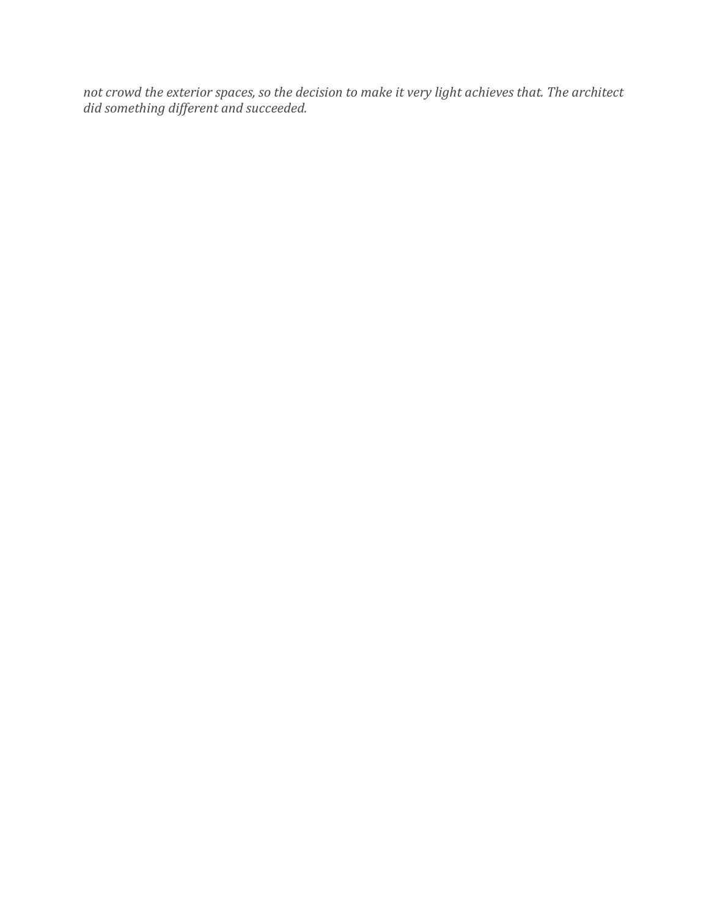*not crowd the exterior spaces, so the decision to make it very light achieves that. The architect did something different and succeeded.*